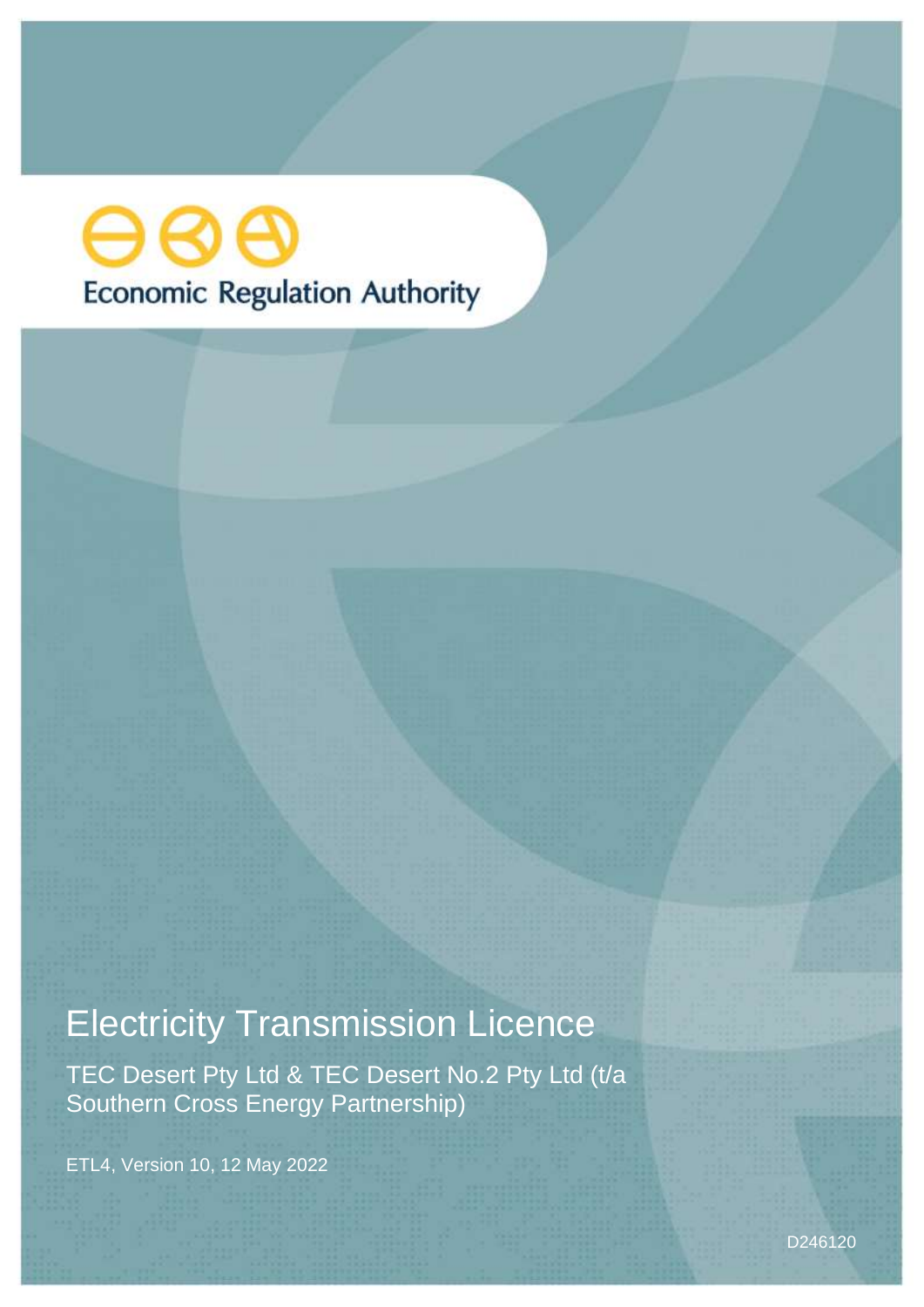Economic Regulation Authority

# Electricity Transmission Licence

TEC Desert Pty Ltd & TEC Desert No.2 Pty Ltd (t/a Southern Cross Energy Partnership)

ETL4, Version 10, 12 May 2022

D246120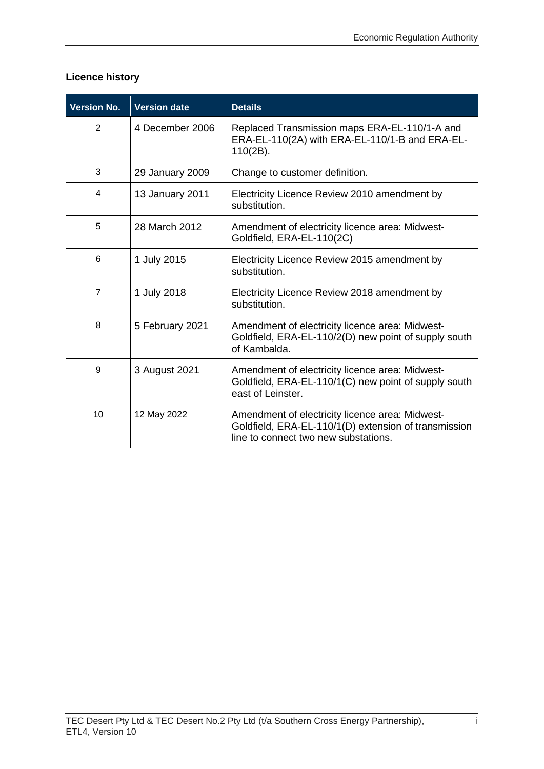## Licence history

| Version No. | Version date | Details |
|---|---|---|
| 2 | 4 December 2006 | Replaced Transmission maps ERA-EL-110/1-A and ERA-EL-110(2A) with ERA-EL-110/1-B and ERA-EL-110(2B). |
| 3 | 29 January 2009 | Change to customer definition. |
| 4 | 13 January 2011 | Electricity Licence Review 2010 amendment by substitution. |
| 5 | 28 March 2012 | Amendment of electricity licence area: Midwest-Goldfield, ERA-EL-110(2C) |
| 6 | 1 July 2015 | Electricity Licence Review 2015 amendment by substitution. |
| 7 | 1 July 2018 | Electricity Licence Review 2018 amendment by substitution. |
| 8 | 5 February 2021 | Amendment of electricity licence area: Midwest-Goldfield, ERA-EL-110/2(D) new point of supply south of Kambalda. |
| 9 | 3 August 2021 | Amendment of electricity licence area: Midwest-Goldfield, ERA-EL-110/1(C) new point of supply south east of Leinster. |
| 10 | 12 May 2022 | Amendment of electricity licence area: Midwest-Goldfield, ERA-EL-110/1(D) extension of transmission line to connect two new substations. |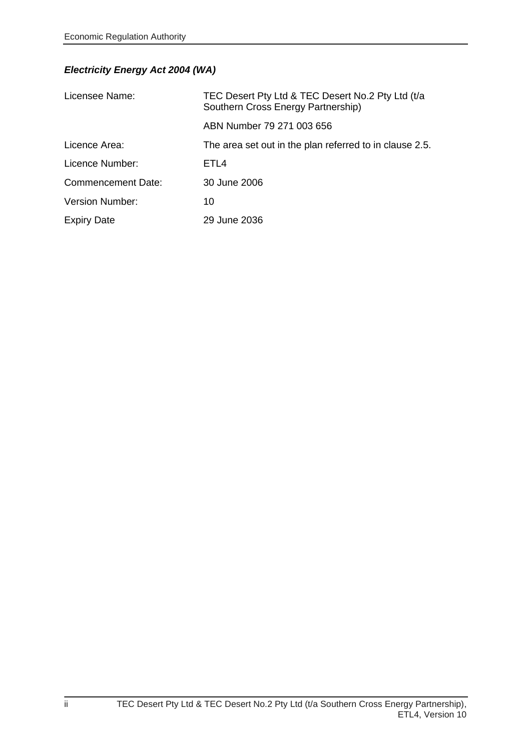***Electricity Energy Act 2004 (WA)***

| | |
|---|---|
| Licensee Name: | TEC Desert Pty Ltd & TEC Desert No.2 Pty Ltd (t/a Southern Cross Energy Partnership) |
| | ABN Number 79 271 003 656 |
| Licence Area: | The area set out in the plan referred to in clause 2.5. |
| Licence Number: | ETL4 |
| Commencement Date: | 30 June 2006 |
| Version Number: | 10 |
| Expiry Date | 29 June 2036 |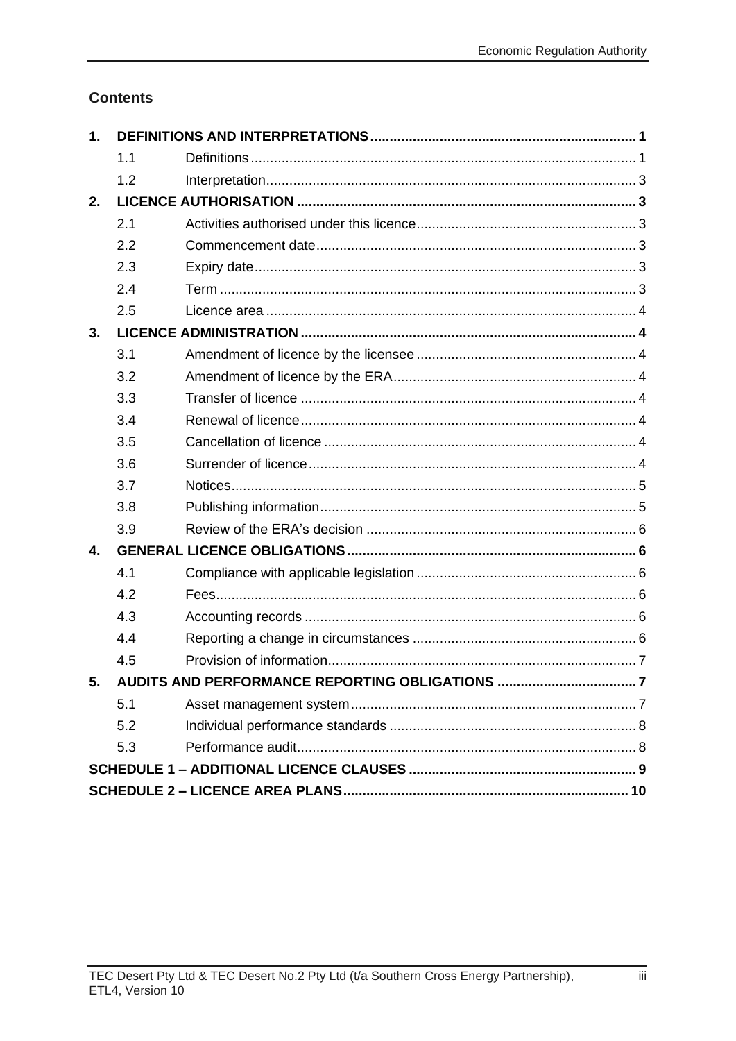## Contents

| | | |
|---|---|---|
| **1.** | **DEFINITIONS AND INTERPRETATIONS** | **1** |
| 1.1 | Definitions | 1 |
| 1.2 | Interpretation | 3 |
| **2.** | **LICENCE AUTHORISATION** | **3** |
| 2.1 | Activities authorised under this licence | 3 |
| 2.2 | Commencement date | 3 |
| 2.3 | Expiry date | 3 |
| 2.4 | Term | 3 |
| 2.5 | Licence area | 4 |
| **3.** | **LICENCE ADMINISTRATION** | **4** |
| 3.1 | Amendment of licence by the licensee | 4 |
| 3.2 | Amendment of licence by the ERA | 4 |
| 3.3 | Transfer of licence | 4 |
| 3.4 | Renewal of licence | 4 |
| 3.5 | Cancellation of licence | 4 |
| 3.6 | Surrender of licence | 4 |
| 3.7 | Notices | 5 |
| 3.8 | Publishing information | 5 |
| 3.9 | Review of the ERA's decision | 6 |
| **4.** | **GENERAL LICENCE OBLIGATIONS** | **6** |
| 4.1 | Compliance with applicable legislation | 6 |
| 4.2 | Fees | 6 |
| 4.3 | Accounting records | 6 |
| 4.4 | Reporting a change in circumstances | 6 |
| 4.5 | Provision of information | 7 |
| **5.** | **AUDITS AND PERFORMANCE REPORTING OBLIGATIONS** | **7** |
| 5.1 | Asset management system | 7 |
| 5.2 | Individual performance standards | 8 |
| 5.3 | Performance audit | 8 |
| **SCHEDULE 1 – ADDITIONAL LICENCE CLAUSES** | | **9** |
| **SCHEDULE 2 – LICENCE AREA PLANS** | | **10** |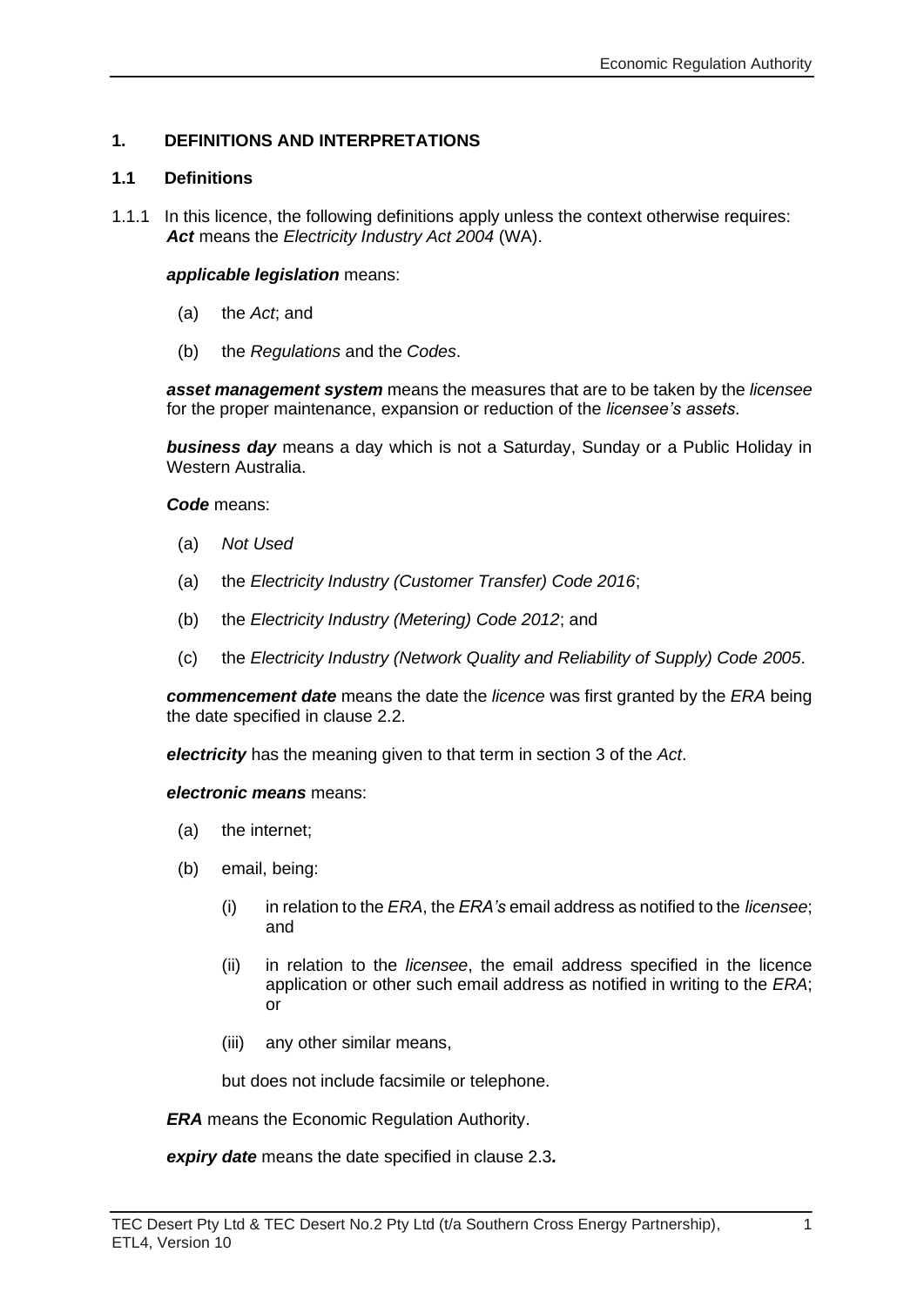## 1. DEFINITIONS AND INTERPRETATIONS

### 1.1 Definitions

1.1.1 In this licence, the following definitions apply unless the context otherwise requires:

***Act*** means the *Electricity Industry Act 2004* (WA).

***applicable legislation*** means:

(a) the *Act*; and

(b) the *Regulations* and the *Codes*.

***asset management system*** means the measures that are to be taken by the *licensee* for the proper maintenance, expansion or reduction of the *licensee's assets*.

***business day*** means a day which is not a Saturday, Sunday or a Public Holiday in Western Australia.

***Code*** means:

(a) *Not Used*

(a) the *Electricity Industry (Customer Transfer) Code 2016*;

(b) the *Electricity Industry (Metering) Code 2012*; and

(c) the *Electricity Industry (Network Quality and Reliability of Supply) Code 2005*.

***commencement date*** means the date the *licence* was first granted by the *ERA* being the date specified in clause 2.2.

***electricity*** has the meaning given to that term in section 3 of the *Act*.

***electronic means*** means:

(a) the internet;

(b) email, being:

(i) in relation to the *ERA*, the *ERA's* email address as notified to the *licensee*; and

(ii) in relation to the *licensee*, the email address specified in the licence application or other such email address as notified in writing to the *ERA*; or

(iii) any other similar means,

but does not include facsimile or telephone.

***ERA*** means the Economic Regulation Authority.

***expiry date*** means the date specified in clause 2.3**.**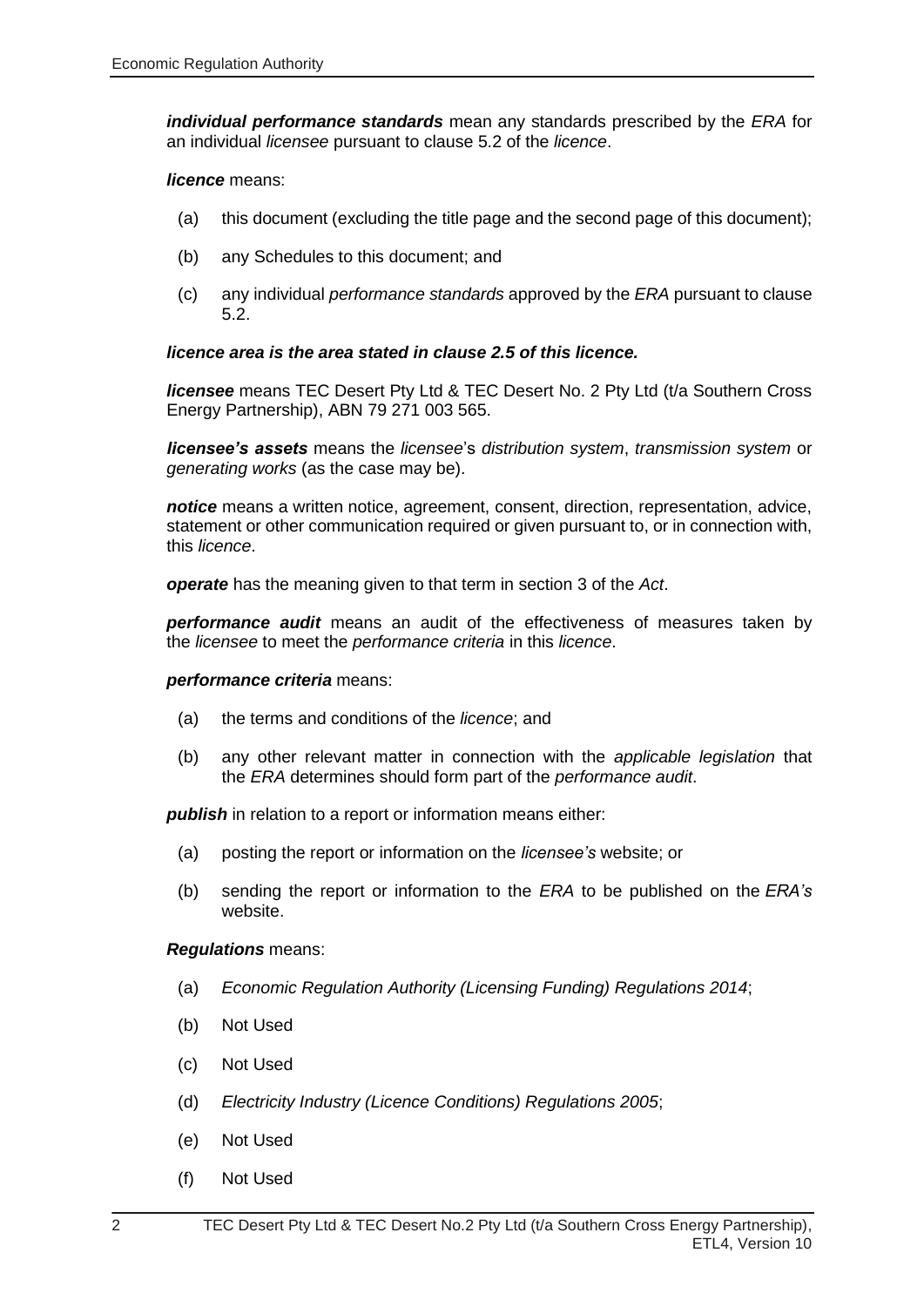***individual performance standards*** mean any standards prescribed by the *ERA* for an individual *licensee* pursuant to clause 5.2 of the *licence*.

***licence*** means:

(a) this document (excluding the title page and the second page of this document);

(b) any Schedules to this document; and

(c) any individual *performance standards* approved by the *ERA* pursuant to clause 5.2.

***licence area is the area stated in clause 2.5 of this licence.***

***licensee*** means TEC Desert Pty Ltd & TEC Desert No. 2 Pty Ltd (t/a Southern Cross Energy Partnership), ABN 79 271 003 565.

***licensee's assets*** means the *licensee*'s *distribution system*, *transmission system* or *generating works* (as the case may be).

***notice*** means a written notice, agreement, consent, direction, representation, advice, statement or other communication required or given pursuant to, or in connection with, this *licence*.

***operate*** has the meaning given to that term in section 3 of the *Act*.

***performance audit*** means an audit of the effectiveness of measures taken by the *licensee* to meet the *performance criteria* in this *licence*.

***performance criteria*** means:

(a) the terms and conditions of the *licence*; and

(b) any other relevant matter in connection with the *applicable legislation* that the *ERA* determines should form part of the *performance audit*.

***publish*** in relation to a report or information means either:

(a) posting the report or information on the *licensee's* website; or

(b) sending the report or information to the *ERA* to be published on the *ERA's* website.

***Regulations*** means:

(a) *Economic Regulation Authority (Licensing Funding) Regulations 2014*;

(b) Not Used

(c) Not Used

(d) *Electricity Industry (Licence Conditions) Regulations 2005*;

(e) Not Used

(f) Not Used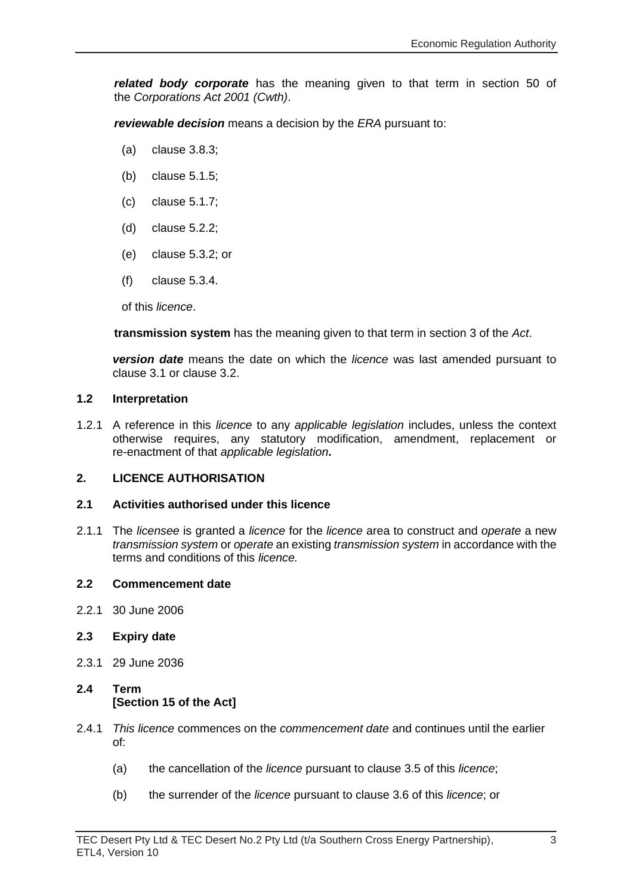***related body corporate*** has the meaning given to that term in section 50 of the *Corporations Act 2001 (Cwth)*.

***reviewable decision*** means a decision by the *ERA* pursuant to:

(a) clause 3.8.3;

(b) clause 5.1.5;

(c) clause 5.1.7;

(d) clause 5.2.2;

(e) clause 5.3.2; or

(f) clause 5.3.4.

of this *licence*.

**transmission system** has the meaning given to that term in section 3 of the *Act*.

***version date*** means the date on which the *licence* was last amended pursuant to clause 3.1 or clause 3.2.

### 1.2 Interpretation

1.2.1 A reference in this *licence* to any *applicable legislation* includes, unless the context otherwise requires, any statutory modification, amendment, replacement or re-enactment of that *applicable legislation*.

## 2. LICENCE AUTHORISATION

### 2.1 Activities authorised under this licence

2.1.1 The *licensee* is granted a *licence* for the *licence* area to construct and *operate* a new *transmission system* or *operate* an existing *transmission system* in accordance with the terms and conditions of this *licence.*

### 2.2 Commencement date

2.2.1 30 June 2006

### 2.3 Expiry date

2.3.1 29 June 2036

### 2.4 Term [Section 15 of the Act]

2.4.1 *This licence* commences on the *commencement date* and continues until the earlier of:

(a) the cancellation of the *licence* pursuant to clause 3.5 of this *licence*;

(b) the surrender of the *licence* pursuant to clause 3.6 of this *licence*; or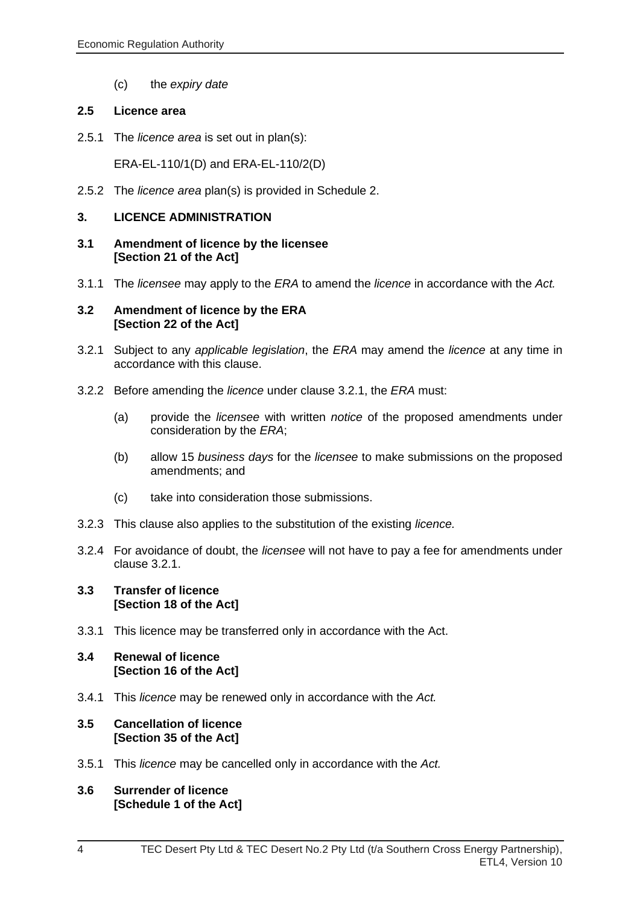(c) the *expiry date*

### 2.5 Licence area

2.5.1 The *licence area* is set out in plan(s):

ERA-EL-110/1(D) and ERA-EL-110/2(D)

2.5.2 The *licence area* plan(s) is provided in Schedule 2.

## 3. LICENCE ADMINISTRATION

### 3.1 Amendment of licence by the licensee [Section 21 of the Act]

3.1.1 The *licensee* may apply to the *ERA* to amend the *licence* in accordance with the *Act.*

### 3.2 Amendment of licence by the ERA [Section 22 of the Act]

3.2.1 Subject to any *applicable legislation*, the *ERA* may amend the *licence* at any time in accordance with this clause.

3.2.2 Before amending the *licence* under clause 3.2.1, the *ERA* must:

(a) provide the *licensee* with written *notice* of the proposed amendments under consideration by the *ERA*;

(b) allow 15 *business days* for the *licensee* to make submissions on the proposed amendments; and

(c) take into consideration those submissions.

3.2.3 This clause also applies to the substitution of the existing *licence.*

3.2.4 For avoidance of doubt, the *licensee* will not have to pay a fee for amendments under clause 3.2.1.

### 3.3 Transfer of licence [Section 18 of the Act]

3.3.1 This licence may be transferred only in accordance with the Act.

### 3.4 Renewal of licence [Section 16 of the Act]

3.4.1 This *licence* may be renewed only in accordance with the *Act.*

### 3.5 Cancellation of licence [Section 35 of the Act]

3.5.1 This *licence* may be cancelled only in accordance with the *Act.*

### 3.6 Surrender of licence [Schedule 1 of the Act]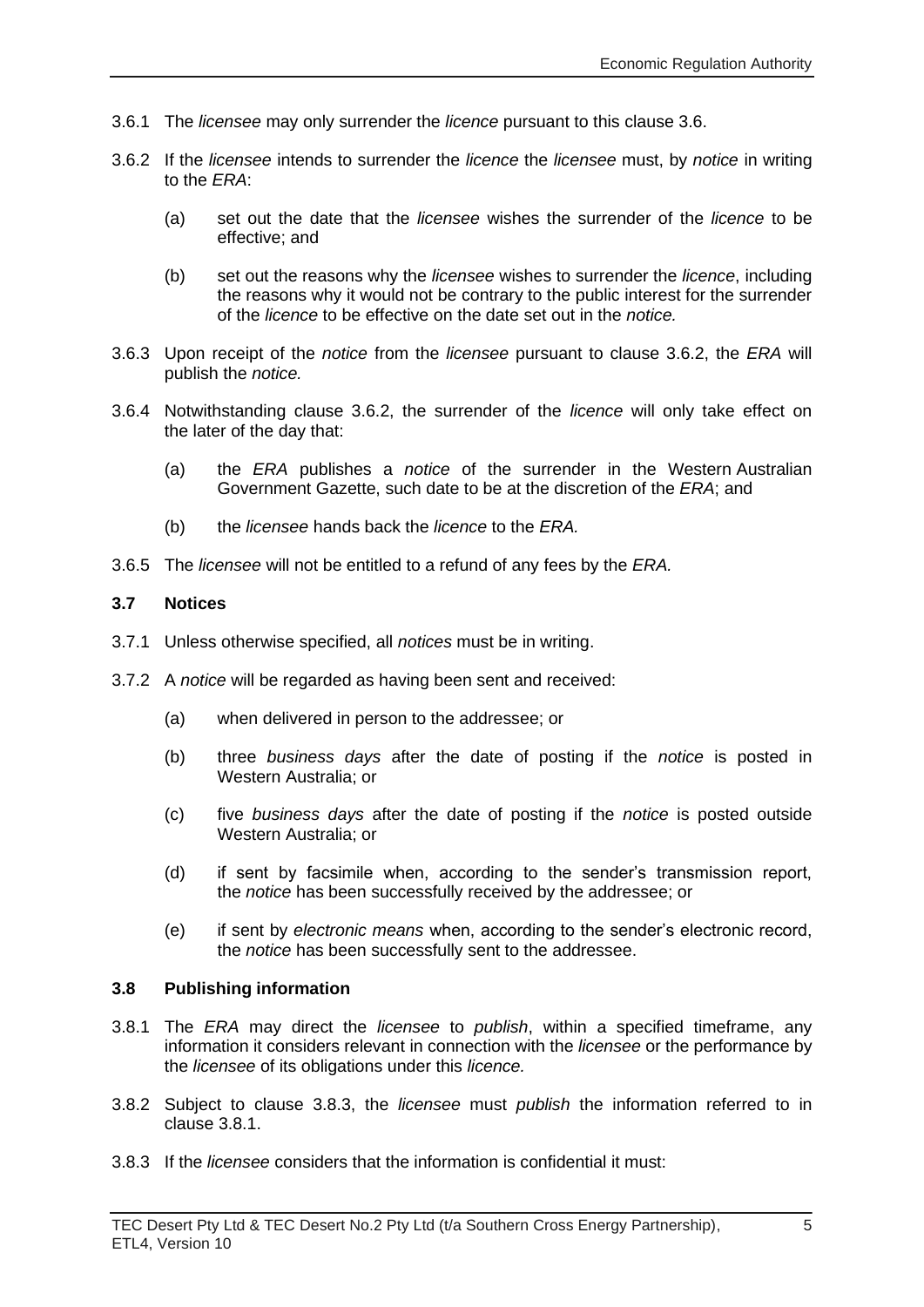3.6.1 The *licensee* may only surrender the *licence* pursuant to this clause 3.6.

3.6.2 If the *licensee* intends to surrender the *licence* the *licensee* must, by *notice* in writing to the *ERA*:

(a) set out the date that the *licensee* wishes the surrender of the *licence* to be effective; and

(b) set out the reasons why the *licensee* wishes to surrender the *licence*, including the reasons why it would not be contrary to the public interest for the surrender of the *licence* to be effective on the date set out in the *notice.*

3.6.3 Upon receipt of the *notice* from the *licensee* pursuant to clause 3.6.2, the *ERA* will publish the *notice.*

3.6.4 Notwithstanding clause 3.6.2, the surrender of the *licence* will only take effect on the later of the day that:

(a) the *ERA* publishes a *notice* of the surrender in the Western Australian Government Gazette, such date to be at the discretion of the *ERA*; and

(b) the *licensee* hands back the *licence* to the *ERA.*

3.6.5 The *licensee* will not be entitled to a refund of any fees by the *ERA.*

### 3.7 Notices

3.7.1 Unless otherwise specified, all *notices* must be in writing.

3.7.2 A *notice* will be regarded as having been sent and received:

(a) when delivered in person to the addressee; or

(b) three *business days* after the date of posting if the *notice* is posted in Western Australia; or

(c) five *business days* after the date of posting if the *notice* is posted outside Western Australia; or

(d) if sent by facsimile when, according to the sender's transmission report, the *notice* has been successfully received by the addressee; or

(e) if sent by *electronic means* when, according to the sender's electronic record, the *notice* has been successfully sent to the addressee.

### 3.8 Publishing information

3.8.1 The *ERA* may direct the *licensee* to *publish*, within a specified timeframe, any information it considers relevant in connection with the *licensee* or the performance by the *licensee* of its obligations under this *licence.*

3.8.2 Subject to clause 3.8.3, the *licensee* must *publish* the information referred to in clause 3.8.1.

3.8.3 If the *licensee* considers that the information is confidential it must: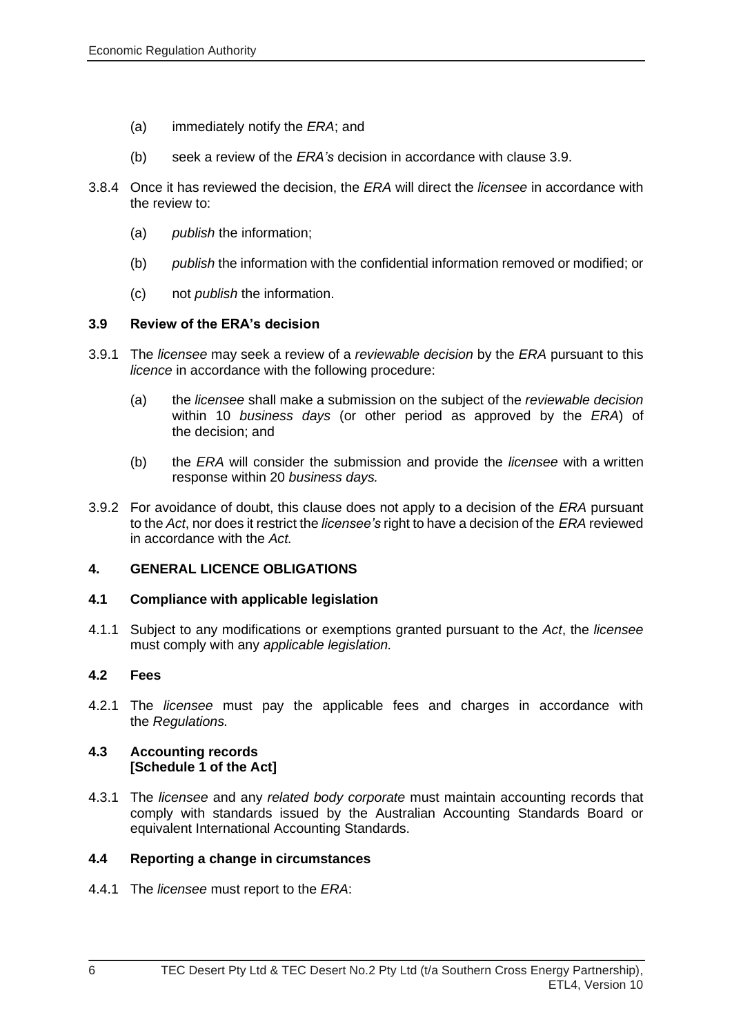(a) immediately notify the *ERA*; and

(b) seek a review of the *ERA's* decision in accordance with clause 3.9.

3.8.4 Once it has reviewed the decision, the *ERA* will direct the *licensee* in accordance with the review to:

(a) *publish* the information;

(b) *publish* the information with the confidential information removed or modified; or

(c) not *publish* the information.

**3.9 Review of the ERA's decision**

3.9.1 The *licensee* may seek a review of a *reviewable decision* by the *ERA* pursuant to this *licence* in accordance with the following procedure:

(a) the *licensee* shall make a submission on the subject of the *reviewable decision* within 10 *business days* (or other period as approved by the *ERA*) of the decision; and

(b) the *ERA* will consider the submission and provide the *licensee* with a written response within 20 *business days.*

3.9.2 For avoidance of doubt, this clause does not apply to a decision of the *ERA* pursuant to the *Act*, nor does it restrict the *licensee's* right to have a decision of the *ERA* reviewed in accordance with the *Act.*

**4. GENERAL LICENCE OBLIGATIONS**

**4.1 Compliance with applicable legislation**

4.1.1 Subject to any modifications or exemptions granted pursuant to the *Act*, the *licensee* must comply with any *applicable legislation.*

**4.2 Fees**

4.2.1 The *licensee* must pay the applicable fees and charges in accordance with the *Regulations.*

**4.3 Accounting records**
**[Schedule 1 of the Act]**

4.3.1 The *licensee* and any *related body corporate* must maintain accounting records that comply with standards issued by the Australian Accounting Standards Board or equivalent International Accounting Standards.

**4.4 Reporting a change in circumstances**

4.4.1 The *licensee* must report to the *ERA*: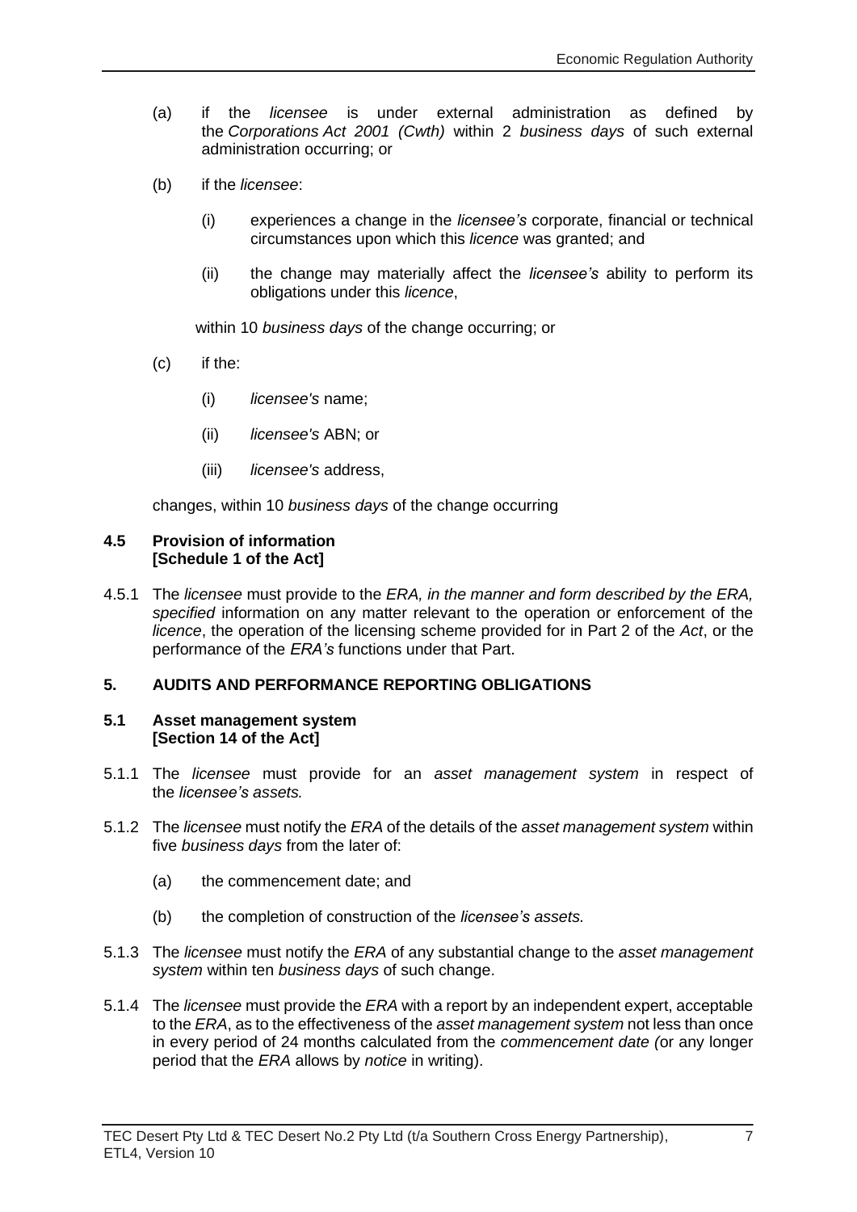(a) if the *licensee* is under external administration as defined by the *Corporations Act 2001 (Cwth)* within 2 *business days* of such external administration occurring; or

(b) if the *licensee*:

  (i) experiences a change in the *licensee's* corporate, financial or technical circumstances upon which this *licence* was granted; and

  (ii) the change may materially affect the *licensee's* ability to perform its obligations under this *licence*,

  within 10 *business days* of the change occurring; or

(c) if the:

  (i) *licensee's* name;

  (ii) *licensee's* ABN; or

  (iii) *licensee's* address,

changes, within 10 *business days* of the change occurring

### 4.5 Provision of information [Schedule 1 of the Act]

4.5.1 The *licensee* must provide to the *ERA, in the manner and form described by the ERA, specified* information on any matter relevant to the operation or enforcement of the *licence*, the operation of the licensing scheme provided for in Part 2 of the *Act*, or the performance of the *ERA's* functions under that Part.

## 5. AUDITS AND PERFORMANCE REPORTING OBLIGATIONS

### 5.1 Asset management system [Section 14 of the Act]

5.1.1 The *licensee* must provide for an *asset management system* in respect of the *licensee's assets.*

5.1.2 The *licensee* must notify the *ERA* of the details of the *asset management system* within five *business days* from the later of:

  (a) the commencement date; and

  (b) the completion of construction of the *licensee's assets.*

5.1.3 The *licensee* must notify the *ERA* of any substantial change to the *asset management system* within ten *business days* of such change.

5.1.4 The *licensee* must provide the *ERA* with a report by an independent expert, acceptable to the *ERA*, as to the effectiveness of the *asset management system* not less than once in every period of 24 months calculated from the *commencement date (*or any longer period that the *ERA* allows by *notice* in writing).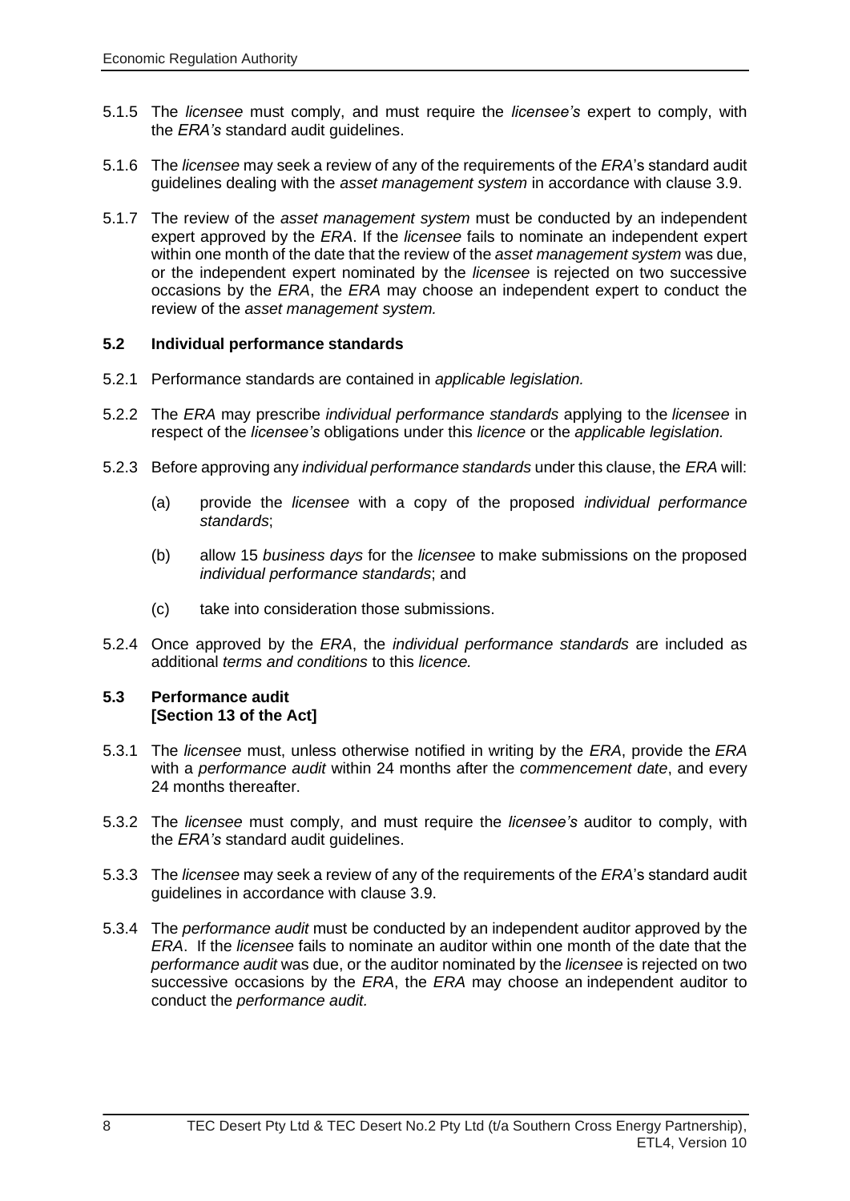5.1.5 The *licensee* must comply, and must require the *licensee's* expert to comply, with the *ERA's* standard audit guidelines.

5.1.6 The *licensee* may seek a review of any of the requirements of the *ERA*'s standard audit guidelines dealing with the *asset management system* in accordance with clause 3.9.

5.1.7 The review of the *asset management system* must be conducted by an independent expert approved by the *ERA*. If the *licensee* fails to nominate an independent expert within one month of the date that the review of the *asset management system* was due, or the independent expert nominated by the *licensee* is rejected on two successive occasions by the *ERA*, the *ERA* may choose an independent expert to conduct the review of the *asset management system.*

### 5.2 Individual performance standards

5.2.1 Performance standards are contained in *applicable legislation.*

5.2.2 The *ERA* may prescribe *individual performance standards* applying to the *licensee* in respect of the *licensee's* obligations under this *licence* or the *applicable legislation.*

5.2.3 Before approving any *individual performance standards* under this clause, the *ERA* will:

(a) provide the *licensee* with a copy of the proposed *individual performance standards*;

(b) allow 15 *business days* for the *licensee* to make submissions on the proposed *individual performance standards*; and

(c) take into consideration those submissions.

5.2.4 Once approved by the *ERA*, the *individual performance standards* are included as additional *terms and conditions* to this *licence.*

### 5.3 Performance audit [Section 13 of the Act]

5.3.1 The *licensee* must, unless otherwise notified in writing by the *ERA*, provide the *ERA* with a *performance audit* within 24 months after the *commencement date*, and every 24 months thereafter.

5.3.2 The *licensee* must comply, and must require the *licensee's* auditor to comply, with the *ERA's* standard audit guidelines.

5.3.3 The *licensee* may seek a review of any of the requirements of the *ERA*'s standard audit guidelines in accordance with clause 3.9.

5.3.4 The *performance audit* must be conducted by an independent auditor approved by the *ERA*. If the *licensee* fails to nominate an auditor within one month of the date that the *performance audit* was due, or the auditor nominated by the *licensee* is rejected on two successive occasions by the *ERA*, the *ERA* may choose an independent auditor to conduct the *performance audit.*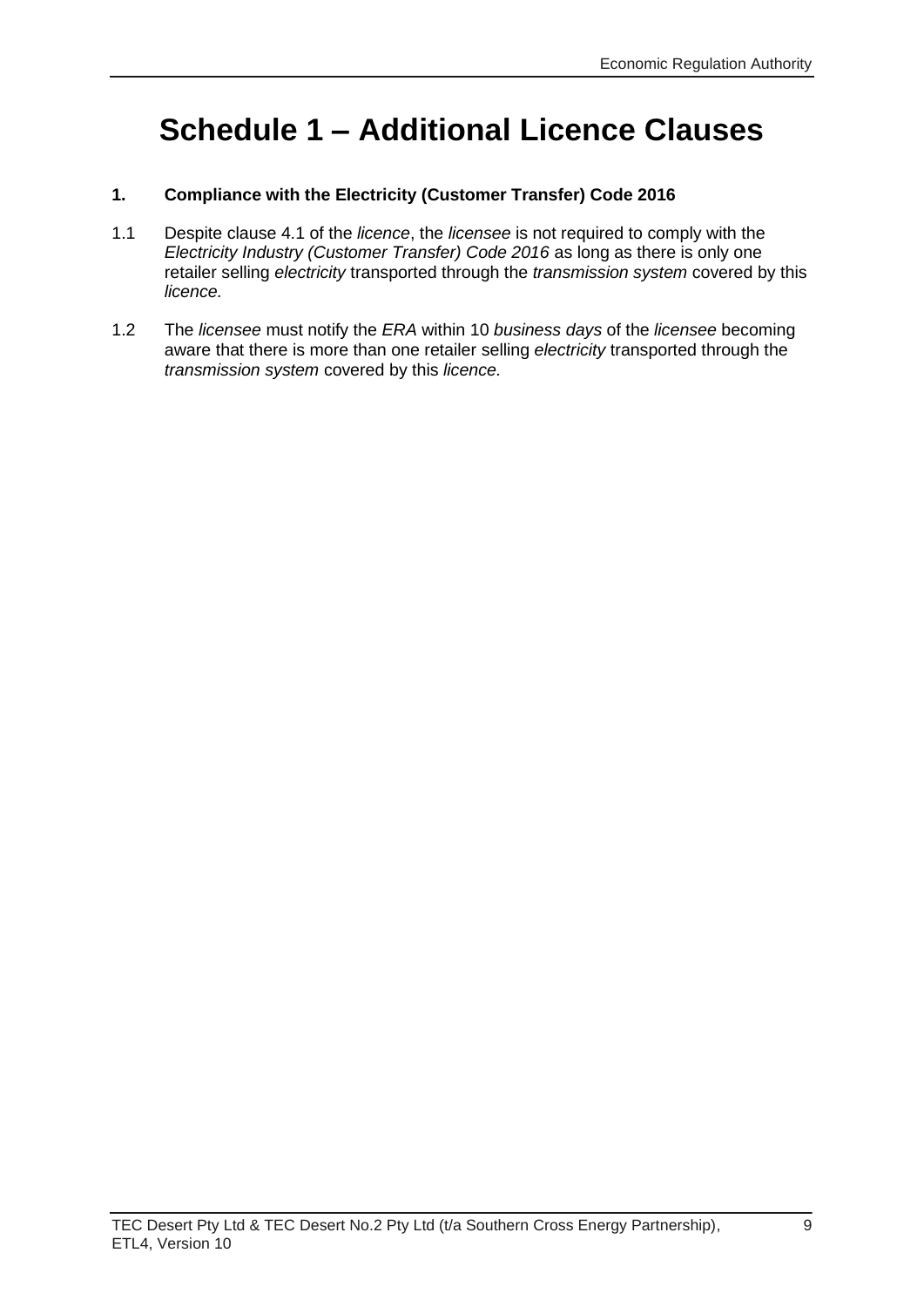# Schedule 1 – Additional Licence Clauses

**1. Compliance with the Electricity (Customer Transfer) Code 2016**

1.1 Despite clause 4.1 of the *licence*, the *licensee* is not required to comply with the *Electricity Industry (Customer Transfer) Code 2016* as long as there is only one retailer selling *electricity* transported through the *transmission system* covered by this *licence.*

1.2 The *licensee* must notify the *ERA* within 10 *business days* of the *licensee* becoming aware that there is more than one retailer selling *electricity* transported through the *transmission system* covered by this *licence.*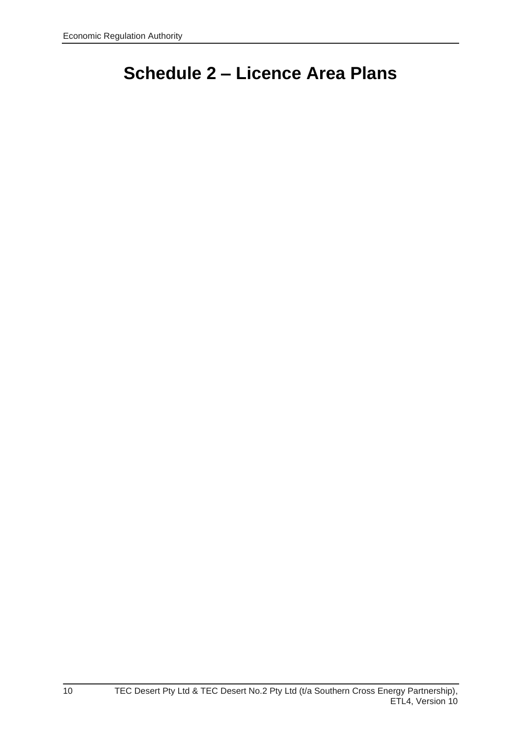# Schedule 2 – Licence Area Plans